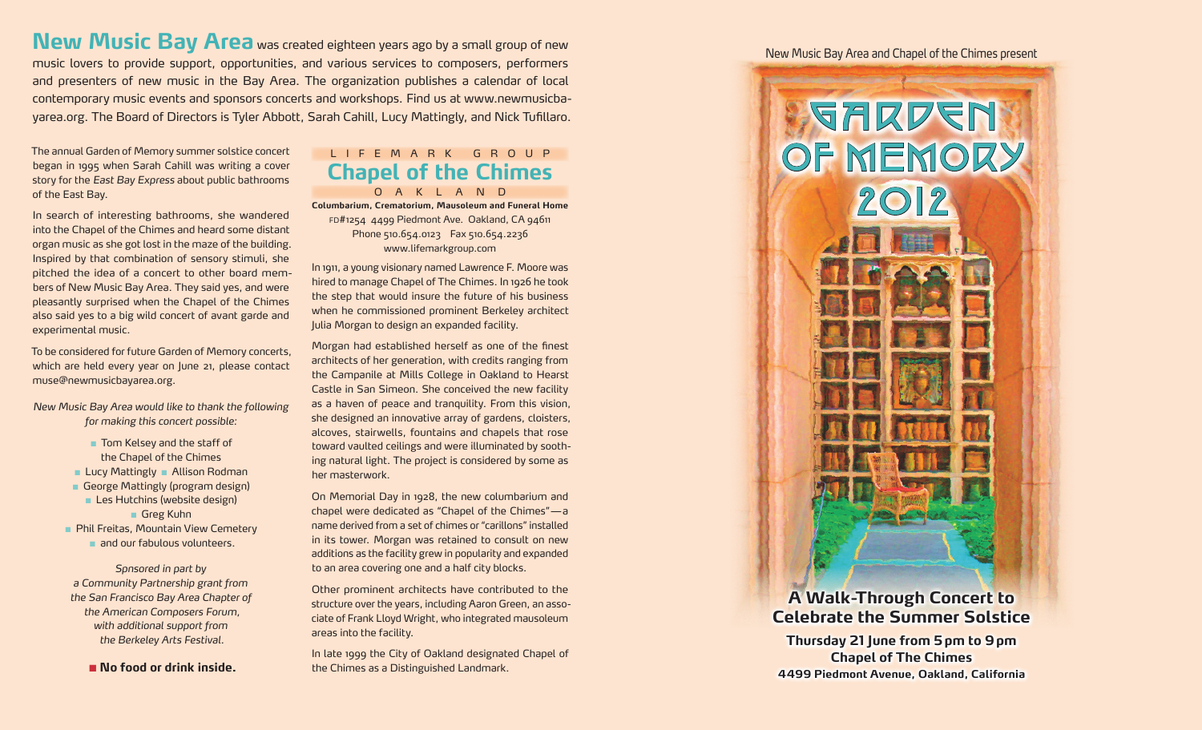**New Music Bay Area** was created eighteen years ago by a small group of new music lovers to provide support, opportunities, and various services to composers, performers and presenters of new music in the Bay Area. The organization publishes a calendar of local contemporary music events and sponsors concerts and workshops. Find us at www.newmusicbayarea.org. The Board of Directors is Tyler Abbott, Sarah Cahill, Lucy Mattingly, and Nick Tufillaro.

The annual Garden of Memory summer solstice concert began in 1995 when Sarah Cahill was writing a cover story for the *East Bay Express* about public bathrooms of the East Bay.

In search of interesting bathrooms, she wandered into the Chapel of the Chimes and heard some distant organ music as she got lost in the maze of the building. Inspired by that combination of sensory stimuli, she pitched the idea of a concert to other board members of New Music Bay Area. They said yes, and were pleasantly surprised when the Chapel of the Chimes also said yes to a big wild concert of avant garde and experimental music.

To be considered for future Garden of Memory concerts, which are held every year on June 21, please contact muse@newmusicbayarea.org.

*New Music Bay Area would like to thank the following for making this concert possible:*

- Tom Kelsey and the staff of the Chapel of the Chimes
- Lucy Mattingly
- Allison Rodman
- George Mattingly (program design)
- Les Hutchins (website design)
- Greg Kuhn
- Phil Freitas, Mountain View Cemetery
- and our fabulous volunteers.

*Spnsored in part by a Community Partnership grant from the San Francisco Bay Area Chapter of the American Composers Forum, with additional support from the Berkeley Arts Festival.*

**No food or drink inside.**

LIFEMARK GROUP

## Chapel of the Chimes

OAKLAND

**Columbarium, Crematorium, Mausoleum and Funeral Home**
FD#1254 4499 Piedmont Ave. Oakland, CA 94611
Phone 510.654.0123 Fax 510.654.2236
www.lifemarkgroup.com

In 1911, a young visionary named Lawrence F. Moore was hired to manage Chapel of The Chimes. In 1926 he took the step that would insure the future of his business when he commissioned prominent Berkeley architect Julia Morgan to design an expanded facility.

Morgan had established herself as one of the finest architects of her generation, with credits ranging from the Campanile at Mills College in Oakland to Hearst Castle in San Simeon. She conceived the new facility as a haven of peace and tranquility. From this vision, she designed an innovative array of gardens, cloisters, alcoves, stairwells, fountains and chapels that rose toward vaulted ceilings and were illuminated by soothing natural light. The project is considered by some as her masterwork.

On Memorial Day in 1928, the new columbarium and chapel were dedicated as "Chapel of the Chimes"—a name derived from a set of chimes or "carillons" installed in its tower. Morgan was retained to consult on new additions as the facility grew in popularity and expanded to an area covering one and a half city blocks.

Other prominent architects have contributed to the structure over the years, including Aaron Green, an associate of Frank Lloyd Wright, who integrated mausoleum areas into the facility.

In late 1999 the City of Oakland designated Chapel of the Chimes as a Distinguished Landmark.

New Music Bay Area and Chapel of the Chimes present

# Garden of Memory 2012

## A Walk-Through Concert to Celebrate the Summer Solstice

**Thursday 21 June from 5 pm to 9 pm**
**Chapel of The Chimes**
**4499 Piedmont Avenue, Oakland, California**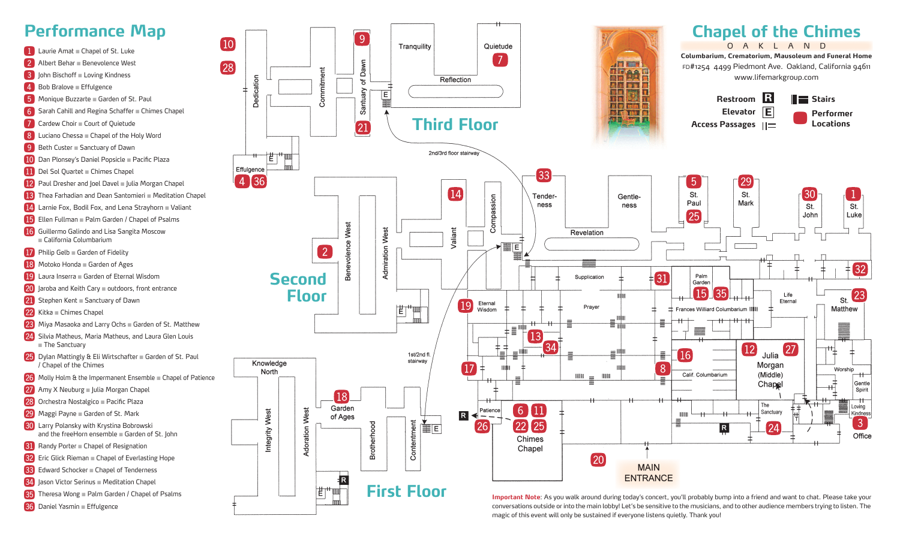# Performance Map

1. Laurie Amat ■ Chapel of St. Luke
2. Albert Behar ■ Benevolence West
3. John Bischoff ■ Loving Kindness
4. Bob Bralove ■ Effulgence
5. Monique Buzzarte ■ Garden of St. Paul
6. Sarah Cahill and Regina Schaffer ■ Chimes Chapel
7. Cardew Choir ■ Court of Quietude
8. Luciano Chessa ■ Chapel of the Holy Word
9. Beth Custer ■ Sanctuary of Dawn
10. Dan Plonsey's Daniel Popsicle ■ Pacific Plaza
11. Del Sol Quartet ■ Chimes Chapel
12. Paul Dresher and Joel Davel ■ Julia Morgan Chapel
13. Thea Farhadian and Dean Santomieri ■ Meditation Chapel
14. Larnie Fox, Bodil Fox, and Lena Strayhorn ■ Valiant
15. Ellen Fullman ■ Palm Garden / Chapel of Psalms
16. Guillermo Galindo and Lisa Sangita Moscow ■ California Columbarium
17. Philip Gelb ■ Garden of Fidelity
18. Motoko Honda ■ Garden of Ages
19. Laura Inserra ■ Garden of Eternal Wisdom
20. Jaroba and Keith Cary ■ outdoors, front entrance
21. Stephen Kent ■ Sanctuary of Dawn
22. Kitka ■ Chimes Chapel
23. Miya Masaoka and Larry Ochs ■ Garden of St. Matthew
24. Silvia Matheus, Maria Matheus, and Laura Glen Louis ■ The Sanctuary
25. Dylan Mattingly & Eli Wirtschafter ■ Garden of St. Paul / Chapel of the Chimes
26. Molly Holm & the Impermanent Ensemble ■ Chapel of Patience
27. Amy X Neuburg ■ Julia Morgan Chapel
28. Orchestra Nostalgico ■ Pacific Plaza
29. Maggi Payne ■ Garden of St. Mark
30. Larry Polansky with Krystina Bobrowski and the freeHorn ensemble ■ Garden of St. John
31. Randy Porter ■ Chapel of Resignation
32. Eric Glick Rieman ■ Chapel of Everlasting Hope
33. Edward Schocker ■ Chapel of Tenderness
34. Jason Victor Serinus ■ Meditation Chapel
35. Theresa Wong ■ Palm Garden / Chapel of Psalms
36. Daniel Yasmin ■ Effulgence

# Chapel of the Chimes

OAKLAND

**Columbarium, Crematorium, Mausoleum and Funeral Home**

FD#1254 4499 Piedmont Ave. Oakland, California 94611

www.lifemarkgroup.com

Restroom R | Stairs
Elevator E | Performer Locations
Access Passages

## Third Floor

Dedication, Commitment, Sanctuary of Dawn, Tranquility, Quietude, Reflection, Effulgence

2nd/3rd floor stairway

## Second Floor

Benevolence West, Admiration West, Valiant, Compassion, Tenderness, Gentleness, St. Paul, St. Mark, St. John, St. Luke, Revelation, Supplication, Palm Garden, Eternal Wisdom, Prayer, Frances Williard Columbarium, Life Eternal, St. Matthew, Calif. Columbarium, Julia Morgan (Middle) Chapel, Worship, Gentle Spirit, Loving Kindness, The Sanctuary, Office, Patience, Chimes Chapel

1st/2nd fl. stairway

MAIN ENTRANCE

## First Floor

Knowledge North, Integrity West, Adoration West, Garden of Ages, Brotherhood, Contentment

**Important Note:** As you walk around during today's concert, you'll probably bump into a friend and want to chat. Please take your conversations outside or into the main lobby! Let's be sensitive to the musicians, and to other audience members trying to listen. The magic of this event will only be sustained if everyone listens quietly. Thank you!